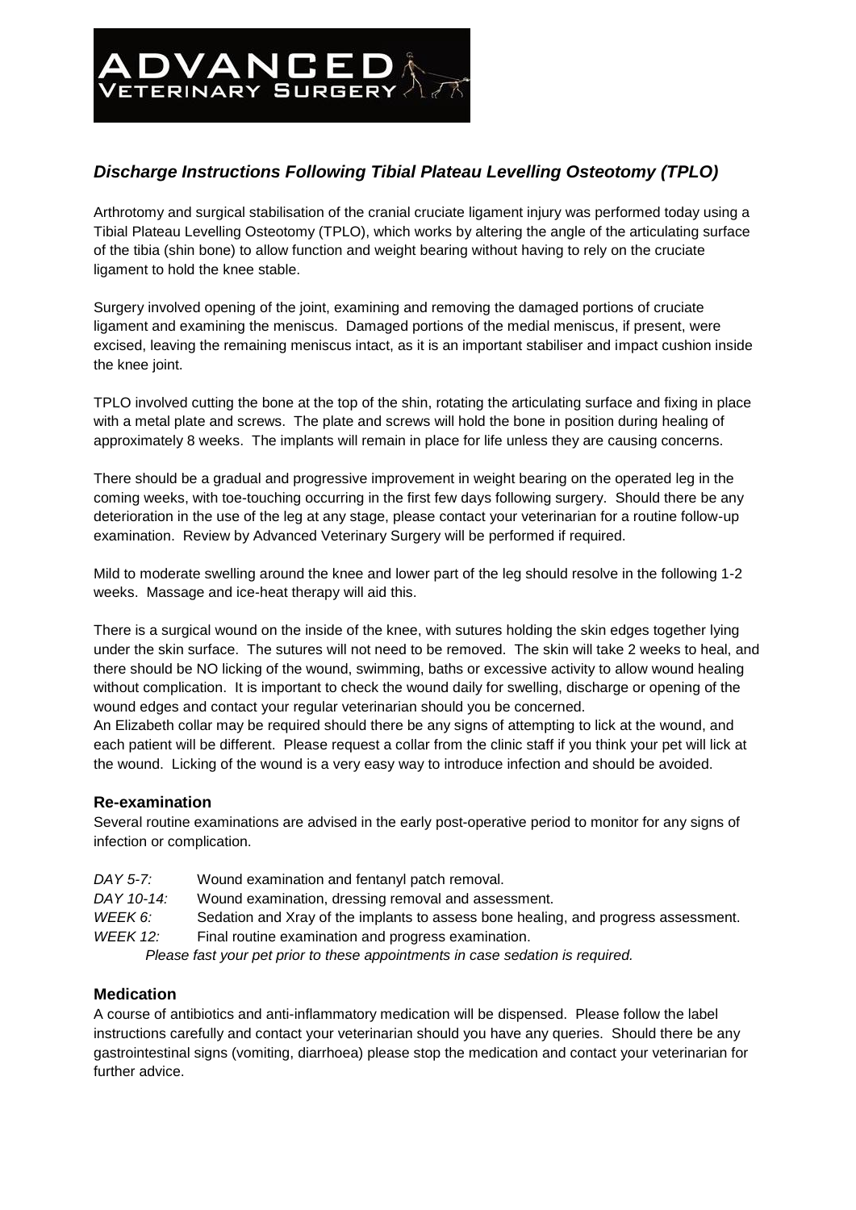# ADVANCED VETERINARY SURGERY

## *Discharge Instructions Following Tibial Plateau Levelling Osteotomy (TPLO)*

Arthrotomy and surgical stabilisation of the cranial cruciate ligament injury was performed today using a Tibial Plateau Levelling Osteotomy (TPLO), which works by altering the angle of the articulating surface of the tibia (shin bone) to allow function and weight bearing without having to rely on the cruciate ligament to hold the knee stable.

Surgery involved opening of the joint, examining and removing the damaged portions of cruciate ligament and examining the meniscus. Damaged portions of the medial meniscus, if present, were excised, leaving the remaining meniscus intact, as it is an important stabiliser and impact cushion inside the knee joint.

TPLO involved cutting the bone at the top of the shin, rotating the articulating surface and fixing in place with a metal plate and screws. The plate and screws will hold the bone in position during healing of approximately 8 weeks. The implants will remain in place for life unless they are causing concerns.

There should be a gradual and progressive improvement in weight bearing on the operated leg in the coming weeks, with toe-touching occurring in the first few days following surgery. Should there be any deterioration in the use of the leg at any stage, please contact your veterinarian for a routine follow-up examination. Review by Advanced Veterinary Surgery will be performed if required.

Mild to moderate swelling around the knee and lower part of the leg should resolve in the following 1-2 weeks. Massage and ice-heat therapy will aid this.

There is a surgical wound on the inside of the knee, with sutures holding the skin edges together lying under the skin surface. The sutures will not need to be removed. The skin will take 2 weeks to heal, and there should be NO licking of the wound, swimming, baths or excessive activity to allow wound healing without complication. It is important to check the wound daily for swelling, discharge or opening of the wound edges and contact your regular veterinarian should you be concerned.
An Elizabeth collar may be required should there be any signs of attempting to lick at the wound, and each patient will be different. Please request a collar from the clinic staff if you think your pet will lick at the wound. Licking of the wound is a very easy way to introduce infection and should be avoided.

### Re-examination

Several routine examinations are advised in the early post-operative period to monitor for any signs of infection or complication.

*DAY 5-7:* Wound examination and fentanyl patch removal.
*DAY 10-14:* Wound examination, dressing removal and assessment.
*WEEK 6:* Sedation and Xray of the implants to assess bone healing, and progress assessment.
*WEEK 12:* Final routine examination and progress examination.

*Please fast your pet prior to these appointments in case sedation is required.*

### Medication

A course of antibiotics and anti-inflammatory medication will be dispensed. Please follow the label instructions carefully and contact your veterinarian should you have any queries. Should there be any gastrointestinal signs (vomiting, diarrhoea) please stop the medication and contact your veterinarian for further advice.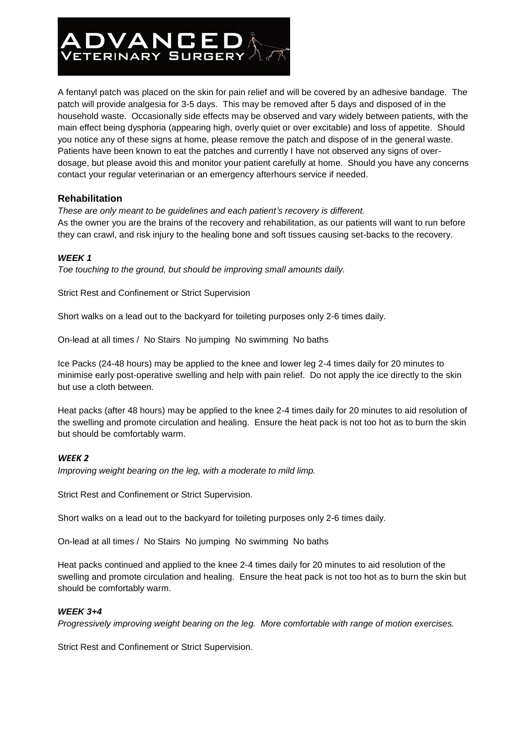A fentanyl patch was placed on the skin for pain relief and will be covered by an adhesive bandage. The patch will provide analgesia for 3-5 days. This may be removed after 5 days and disposed of in the household waste. Occasionally side effects may be observed and vary widely between patients, with the main effect being dysphoria (appearing high, overly quiet or over excitable) and loss of appetite. Should you notice any of these signs at home, please remove the patch and dispose of in the general waste. Patients have been known to eat the patches and currently I have not observed any signs of over-dosage, but please avoid this and monitor your patient carefully at home. Should you have any concerns contact your regular veterinarian or an emergency afterhours service if needed.

## Rehabilitation

*These are only meant to be guidelines and each patient's recovery is different.*

As the owner you are the brains of the recovery and rehabilitation, as our patients will want to run before they can crawl, and risk injury to the healing bone and soft tissues causing set-backs to the recovery.

### *WEEK 1*

*Toe touching to the ground, but should be improving small amounts daily.*

Strict Rest and Confinement or Strict Supervision

Short walks on a lead out to the backyard for toileting purposes only 2-6 times daily.

On-lead at all times / No Stairs No jumping No swimming No baths

Ice Packs (24-48 hours) may be applied to the knee and lower leg 2-4 times daily for 20 minutes to minimise early post-operative swelling and help with pain relief. Do not apply the ice directly to the skin but use a cloth between.

Heat packs (after 48 hours) may be applied to the knee 2-4 times daily for 20 minutes to aid resolution of the swelling and promote circulation and healing. Ensure the heat pack is not too hot as to burn the skin but should be comfortably warm.

### *WEEK 2*

*Improving weight bearing on the leg, with a moderate to mild limp.*

Strict Rest and Confinement or Strict Supervision.

Short walks on a lead out to the backyard for toileting purposes only 2-6 times daily.

On-lead at all times / No Stairs No jumping No swimming No baths

Heat packs continued and applied to the knee 2-4 times daily for 20 minutes to aid resolution of the swelling and promote circulation and healing. Ensure the heat pack is not too hot as to burn the skin but should be comfortably warm.

### *WEEK 3+4*

*Progressively improving weight bearing on the leg. More comfortable with range of motion exercises.*

Strict Rest and Confinement or Strict Supervision.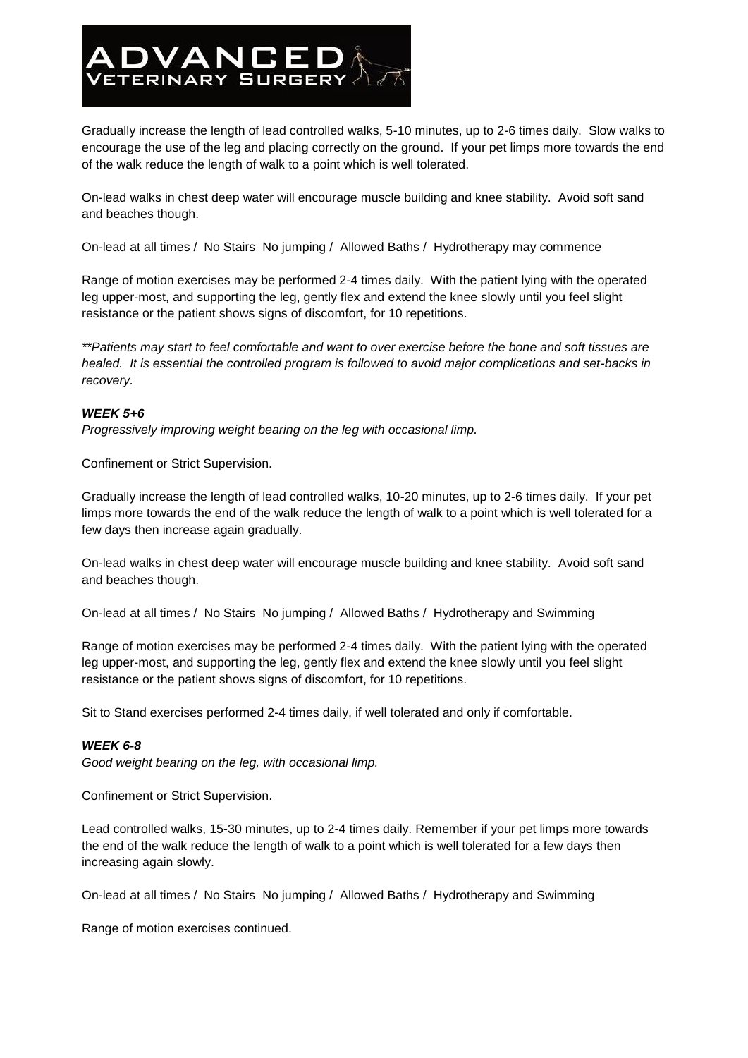Gradually increase the length of lead controlled walks, 5-10 minutes, up to 2-6 times daily. Slow walks to encourage the use of the leg and placing correctly on the ground. If your pet limps more towards the end of the walk reduce the length of walk to a point which is well tolerated.

On-lead walks in chest deep water will encourage muscle building and knee stability. Avoid soft sand and beaches though.

On-lead at all times / No Stairs No jumping / Allowed Baths / Hydrotherapy may commence

Range of motion exercises may be performed 2-4 times daily. With the patient lying with the operated leg upper-most, and supporting the leg, gently flex and extend the knee slowly until you feel slight resistance or the patient shows signs of discomfort, for 10 repetitions.

*\*\*Patients may start to feel comfortable and want to over exercise before the bone and soft tissues are healed. It is essential the controlled program is followed to avoid major complications and set-backs in recovery.*

### *WEEK 5+6*

*Progressively improving weight bearing on the leg with occasional limp.*

Confinement or Strict Supervision.

Gradually increase the length of lead controlled walks, 10-20 minutes, up to 2-6 times daily. If your pet limps more towards the end of the walk reduce the length of walk to a point which is well tolerated for a few days then increase again gradually.

On-lead walks in chest deep water will encourage muscle building and knee stability. Avoid soft sand and beaches though.

On-lead at all times / No Stairs No jumping / Allowed Baths / Hydrotherapy and Swimming

Range of motion exercises may be performed 2-4 times daily. With the patient lying with the operated leg upper-most, and supporting the leg, gently flex and extend the knee slowly until you feel slight resistance or the patient shows signs of discomfort, for 10 repetitions.

Sit to Stand exercises performed 2-4 times daily, if well tolerated and only if comfortable.

### *WEEK 6-8*

*Good weight bearing on the leg, with occasional limp.*

Confinement or Strict Supervision.

Lead controlled walks, 15-30 minutes, up to 2-4 times daily. Remember if your pet limps more towards the end of the walk reduce the length of walk to a point which is well tolerated for a few days then increasing again slowly.

On-lead at all times / No Stairs No jumping / Allowed Baths / Hydrotherapy and Swimming

Range of motion exercises continued.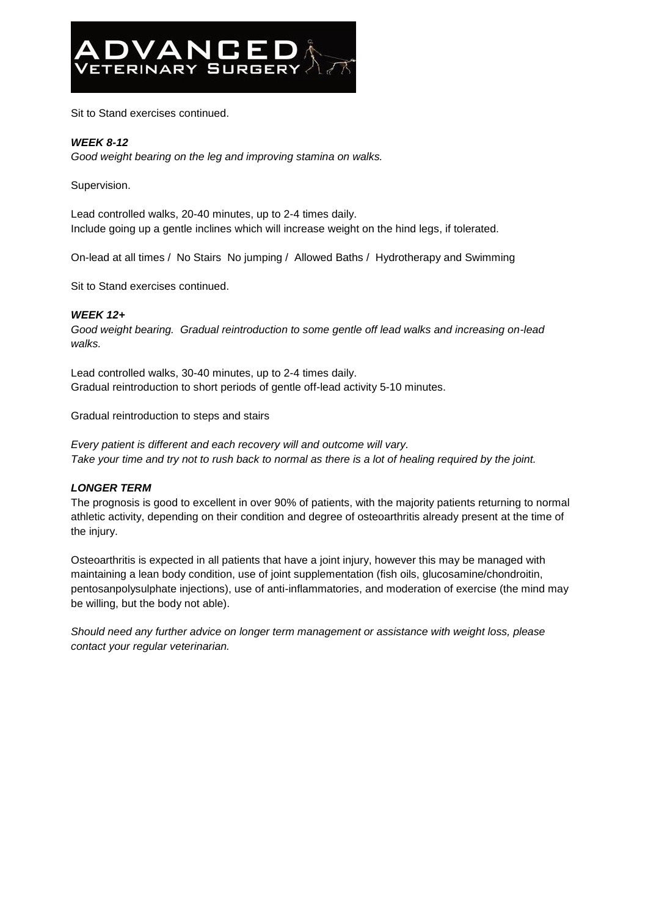Sit to Stand exercises continued.

### *WEEK 8-12*

*Good weight bearing on the leg and improving stamina on walks.*

Supervision.

Lead controlled walks, 20-40 minutes, up to 2-4 times daily.
Include going up a gentle inclines which will increase weight on the hind legs, if tolerated.

On-lead at all times / No Stairs No jumping / Allowed Baths / Hydrotherapy and Swimming

Sit to Stand exercises continued.

### *WEEK 12+*

*Good weight bearing. Gradual reintroduction to some gentle off lead walks and increasing on-lead walks.*

Lead controlled walks, 30-40 minutes, up to 2-4 times daily.
Gradual reintroduction to short periods of gentle off-lead activity 5-10 minutes.

Gradual reintroduction to steps and stairs

*Every patient is different and each recovery will and outcome will vary.*
*Take your time and try not to rush back to normal as there is a lot of healing required by the joint.*

### *LONGER TERM*

The prognosis is good to excellent in over 90% of patients, with the majority patients returning to normal athletic activity, depending on their condition and degree of osteoarthritis already present at the time of the injury.

Osteoarthritis is expected in all patients that have a joint injury, however this may be managed with maintaining a lean body condition, use of joint supplementation (fish oils, glucosamine/chondroitin, pentosanpolysulphate injections), use of anti-inflammatories, and moderation of exercise (the mind may be willing, but the body not able).

*Should need any further advice on longer term management or assistance with weight loss, please contact your regular veterinarian.*